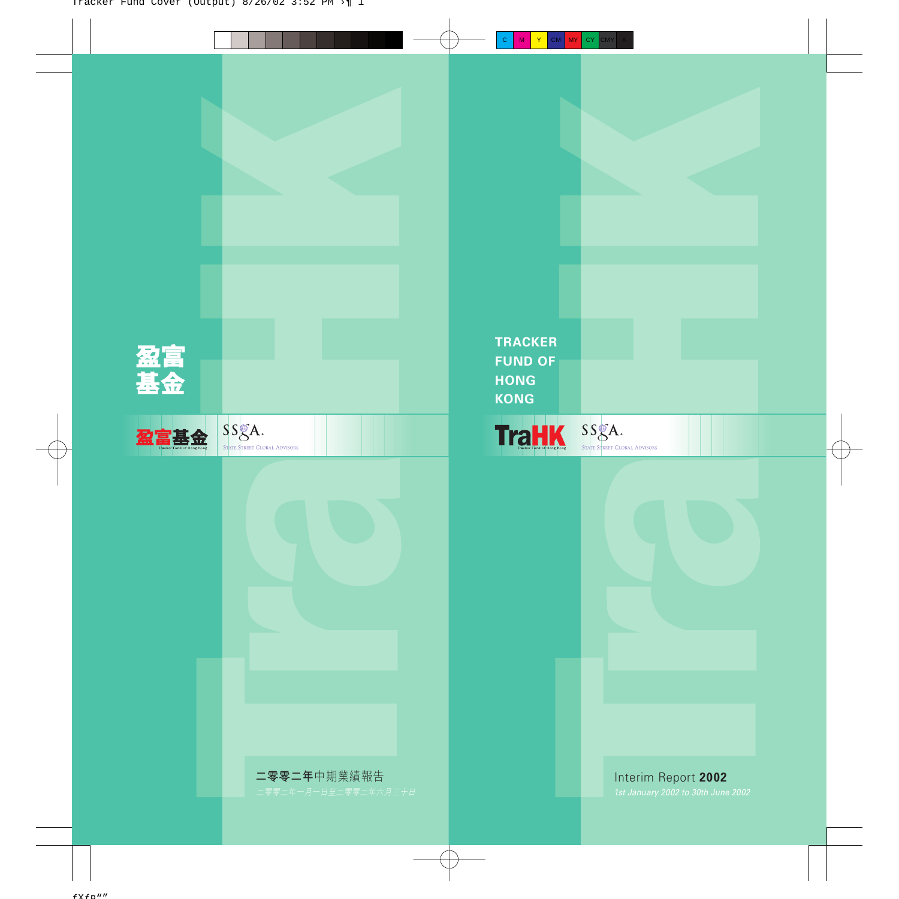# 盈富基金

盈富基金

Tracker Fund of Hong Kong

SSgA

State Street Global Advisors

二零零二年中期業績報告

*二零零二年一月一日至二零零二年六月三十日*

# TRACKER FUND OF HONG KONG

TraHK

Tracker Fund of Hong Kong

SSgA

State Street Global Advisors

Interim Report **2002**

*1st January 2002 to 30th June 2002*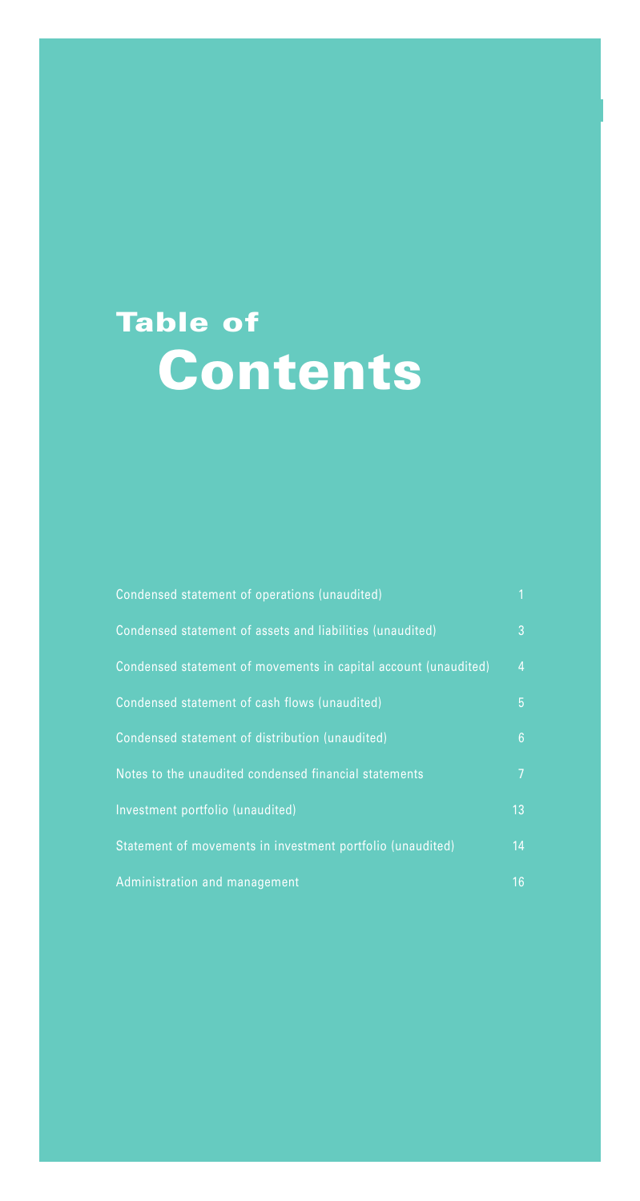# Table of Contents

| | |
|---|---|
| Condensed statement of operations (unaudited) | 1 |
| Condensed statement of assets and liabilities (unaudited) | 3 |
| Condensed statement of movements in capital account (unaudited) | 4 |
| Condensed statement of cash flows (unaudited) | 5 |
| Condensed statement of distribution (unaudited) | 6 |
| Notes to the unaudited condensed financial statements | 7 |
| Investment portfolio (unaudited) | 13 |
| Statement of movements in investment portfolio (unaudited) | 14 |
| Administration and management | 16 |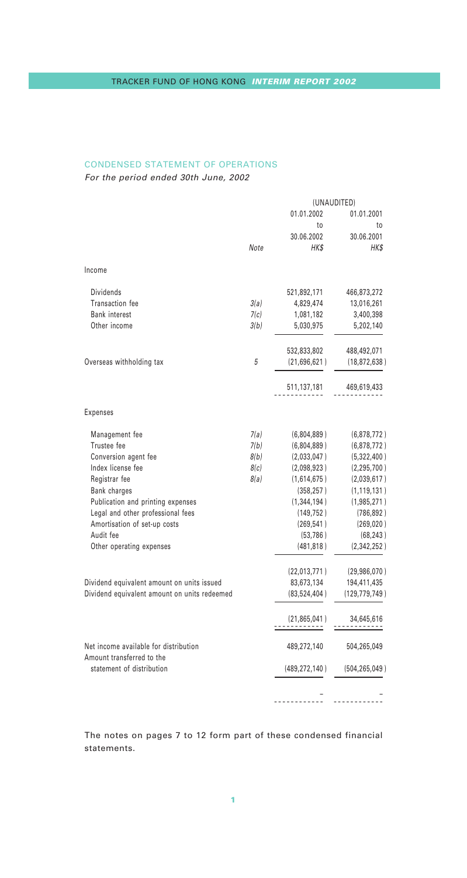## CONDENSED STATEMENT OF OPERATIONS

*For the period ended 30th June, 2002*

| | Note | (UNAUDITED) 01.01.2002 to 30.06.2002 HK$ | 01.01.2001 to 30.06.2001 HK$ |
|---|---|---|---|
| **Income** | | | |
| Dividends | | 521,892,171 | 466,873,272 |
| Transaction fee | 3(a) | 4,829,474 | 13,016,261 |
| Bank interest | 7(c) | 1,081,182 | 3,400,398 |
| Other income | 3(b) | 5,030,975 | 5,202,140 |
| | | 532,833,802 | 488,492,071 |
| Overseas withholding tax | 5 | (21,696,621) | (18,872,638) |
| | | 511,137,181 | 469,619,433 |
| **Expenses** | | | |
| Management fee | 7(a) | (6,804,889) | (6,878,772) |
| Trustee fee | 7(b) | (6,804,889) | (6,878,772) |
| Conversion agent fee | 8(b) | (2,033,047) | (5,322,400) |
| Index license fee | 8(c) | (2,098,923) | (2,295,700) |
| Registrar fee | 8(a) | (1,614,675) | (2,039,617) |
| Bank charges | | (358,257) | (1,119,131) |
| Publication and printing expenses | | (1,344,194) | (1,985,271) |
| Legal and other professional fees | | (149,752) | (786,892) |
| Amortisation of set-up costs | | (269,541) | (269,020) |
| Audit fee | | (53,786) | (68,243) |
| Other operating expenses | | (481,818) | (2,342,252) |
| | | (22,013,771) | (29,986,070) |
| Dividend equivalent amount on units issued | | 83,673,134 | 194,411,435 |
| Dividend equivalent amount on units redeemed | | (83,524,404) | (129,779,749) |
| | | (21,865,041) | 34,645,616 |
| Net income available for distribution | | 489,272,140 | 504,265,049 |
| Amount transferred to the statement of distribution | | (489,272,140) | (504,265,049) |
| | | – | – |

The notes on pages 7 to 12 form part of these condensed financial statements.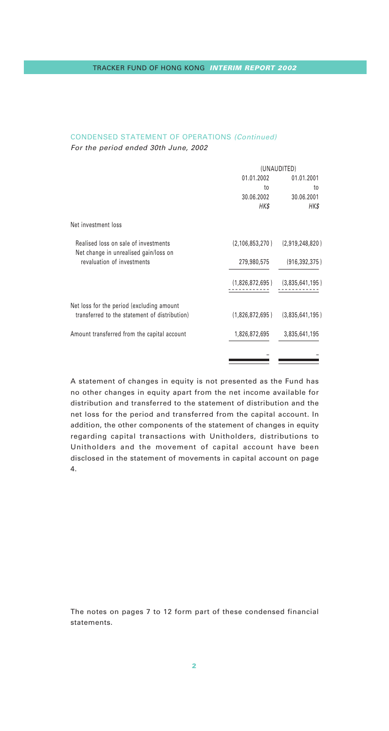## CONDENSED STATEMENT OF OPERATIONS *(Continued)*

*For the period ended 30th June, 2002*

| | (UNAUDITED) | |
|---|---|---|
| | 01.01.2002 to 30.06.2002 | 01.01.2001 to 30.06.2001 |
| | *HK$* | *HK$* |
| Net investment loss | | |
| Realised loss on sale of investments | (2,106,853,270) | (2,919,248,820) |
| Net change in unrealised gain/loss on revaluation of investments | 279,980,575 | (916,392,375) |
| | (1,826,872,695) | (3,835,641,195) |
| Net loss for the period (excluding amount transferred to the statement of distribution) | (1,826,872,695) | (3,835,641,195) |
| Amount transferred from the capital account | 1,826,872,695 | 3,835,641,195 |
| | – | – |

A statement of changes in equity is not presented as the Fund has no other changes in equity apart from the net income available for distribution and transferred to the statement of distribution and the net loss for the period and transferred from the capital account. In addition, the other components of the statement of changes in equity regarding capital transactions with Unitholders, distributions to Unitholders and the movement of capital account have been disclosed in the statement of movements in capital account on page 4.

The notes on pages 7 to 12 form part of these condensed financial statements.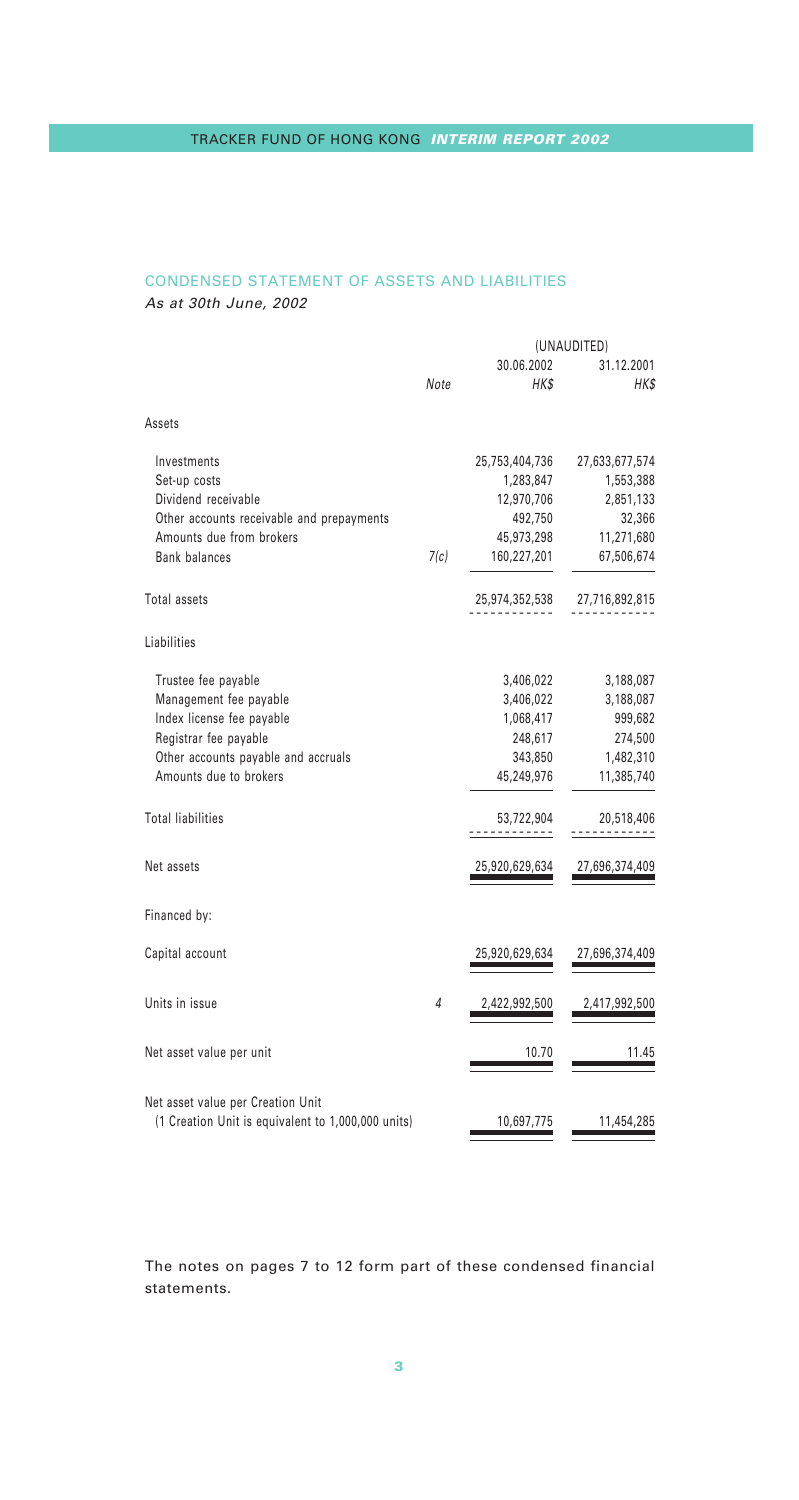## CONDENSED STATEMENT OF ASSETS AND LIABILITIES

*As at 30th June, 2002*

| | Note | (UNAUDITED) 30.06.2002 HK$ | 31.12.2001 HK$ |
|---|---|---|---|
| **Assets** | | | |
| Investments | | 25,753,404,736 | 27,633,677,574 |
| Set-up costs | | 1,283,847 | 1,553,388 |
| Dividend receivable | | 12,970,706 | 2,851,133 |
| Other accounts receivable and prepayments | | 492,750 | 32,366 |
| Amounts due from brokers | | 45,973,298 | 11,271,680 |
| Bank balances | 7(c) | 160,227,201 | 67,506,674 |
| Total assets | | 25,974,352,538 | 27,716,892,815 |
| **Liabilities** | | | |
| Trustee fee payable | | 3,406,022 | 3,188,087 |
| Management fee payable | | 3,406,022 | 3,188,087 |
| Index license fee payable | | 1,068,417 | 999,682 |
| Registrar fee payable | | 248,617 | 274,500 |
| Other accounts payable and accruals | | 343,850 | 1,482,310 |
| Amounts due to brokers | | 45,249,976 | 11,385,740 |
| Total liabilities | | 53,722,904 | 20,518,406 |
| Net assets | | 25,920,629,634 | 27,696,374,409 |
| Financed by: | | | |
| Capital account | | 25,920,629,634 | 27,696,374,409 |
| Units in issue | 4 | 2,422,992,500 | 2,417,992,500 |
| Net asset value per unit | | 10.70 | 11.45 |
| Net asset value per Creation Unit (1 Creation Unit is equivalent to 1,000,000 units) | | 10,697,775 | 11,454,285 |

The notes on pages 7 to 12 form part of these condensed financial statements.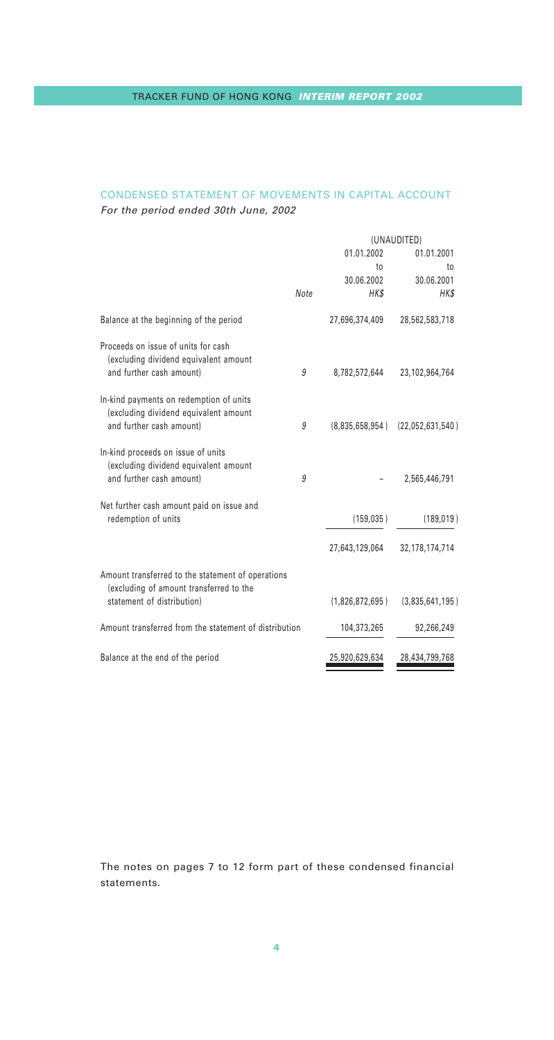## CONDENSED STATEMENT OF MOVEMENTS IN CAPITAL ACCOUNT

*For the period ended 30th June, 2002*

| | Note | (UNAUDITED) 01.01.2002 to 30.06.2002 HK$ | 01.01.2001 to 30.06.2001 HK$ |
|---|---|---|---|
| Balance at the beginning of the period | | 27,696,374,409 | 28,562,583,718 |
| Proceeds on issue of units for cash (excluding dividend equivalent amount and further cash amount) | 9 | 8,782,572,644 | 23,102,964,764 |
| In-kind payments on redemption of units (excluding dividend equivalent amount and further cash amount) | 9 | (8,835,658,954) | (22,052,631,540) |
| In-kind proceeds on issue of units (excluding dividend equivalent amount and further cash amount) | 9 | – | 2,565,446,791 |
| Net further cash amount paid on issue and redemption of units | | (159,035) | (189,019) |
| | | 27,643,129,064 | 32,178,174,714 |
| Amount transferred to the statement of operations (excluding of amount transferred to the statement of distribution) | | (1,826,872,695) | (3,835,641,195) |
| Amount transferred from the statement of distribution | | 104,373,265 | 92,266,249 |
| Balance at the end of the period | | 25,920,629,634 | 28,434,799,768 |

The notes on pages 7 to 12 form part of these condensed financial statements.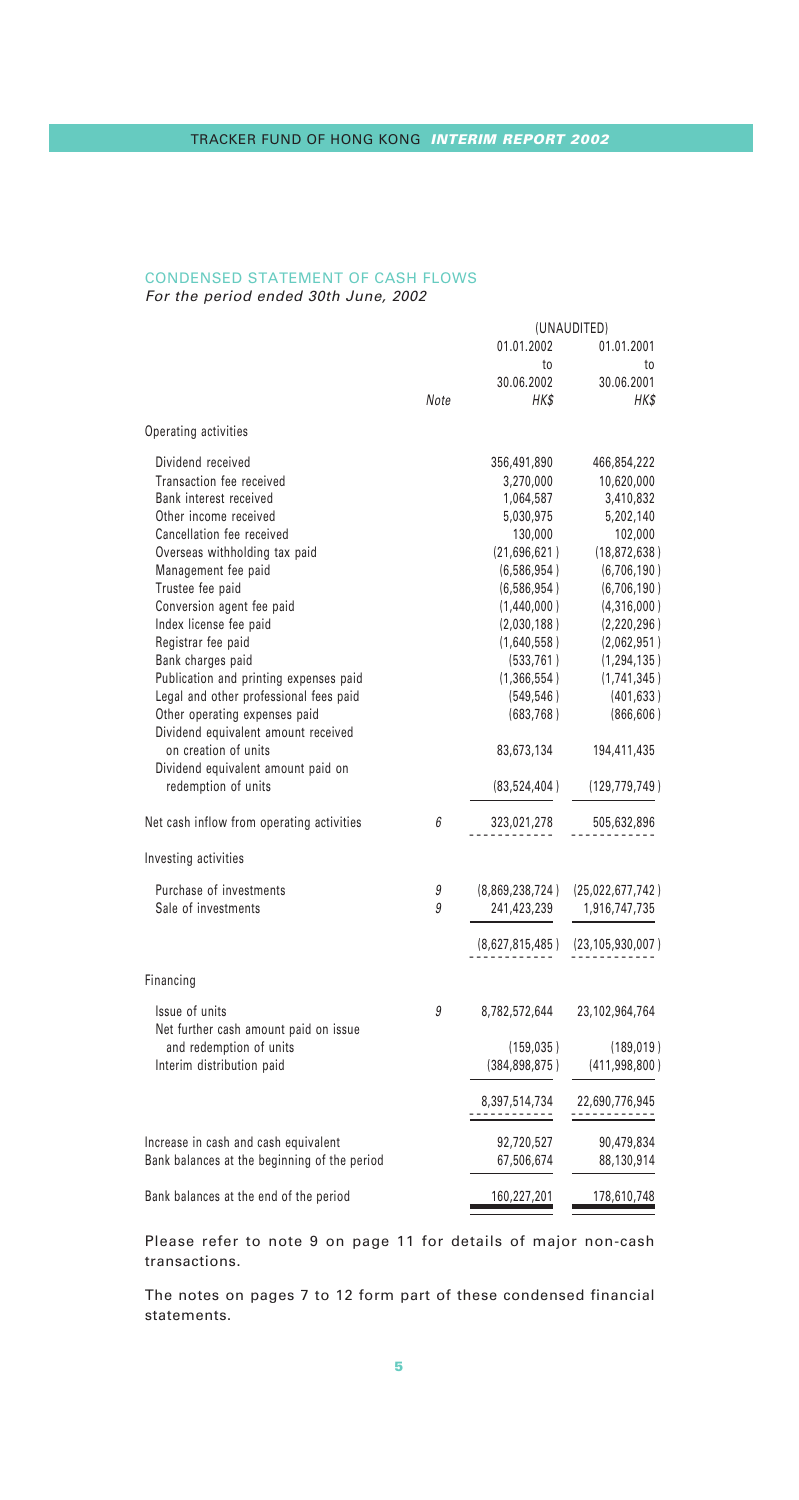## CONDENSED STATEMENT OF CASH FLOWS

*For the period ended 30th June, 2002*

| | Note | (UNAUDITED) 01.01.2002 to 30.06.2002 HK$ | 01.01.2001 to 30.06.2001 HK$ |
|---|---|---|---|
| **Operating activities** | | | |
| Dividend received | | 356,491,890 | 466,854,222 |
| Transaction fee received | | 3,270,000 | 10,620,000 |
| Bank interest received | | 1,064,587 | 3,410,832 |
| Other income received | | 5,030,975 | 5,202,140 |
| Cancellation fee received | | 130,000 | 102,000 |
| Overseas withholding tax paid | | (21,696,621) | (18,872,638) |
| Management fee paid | | (6,586,954) | (6,706,190) |
| Trustee fee paid | | (6,586,954) | (6,706,190) |
| Conversion agent fee paid | | (1,440,000) | (4,316,000) |
| Index license fee paid | | (2,030,188) | (2,220,296) |
| Registrar fee paid | | (1,640,558) | (2,062,951) |
| Bank charges paid | | (533,761) | (1,294,135) |
| Publication and printing expenses paid | | (1,366,554) | (1,741,345) |
| Legal and other professional fees paid | | (549,546) | (401,633) |
| Other operating expenses paid | | (683,768) | (866,606) |
| Dividend equivalent amount received on creation of units | | 83,673,134 | 194,411,435 |
| Dividend equivalent amount paid on redemption of units | | (83,524,404) | (129,779,749) |
| Net cash inflow from operating activities | 6 | 323,021,278 | 505,632,896 |
| **Investing activities** | | | |
| Purchase of investments | 9 | (8,869,238,724) | (25,022,677,742) |
| Sale of investments | 9 | 241,423,239 | 1,916,747,735 |
| | | (8,627,815,485) | (23,105,930,007) |
| **Financing** | | | |
| Issue of units | 9 | 8,782,572,644 | 23,102,964,764 |
| Net further cash amount paid on issue and redemption of units | | (159,035) | (189,019) |
| Interim distribution paid | | (384,898,875) | (411,998,800) |
| | | 8,397,514,734 | 22,690,776,945 |
| Increase in cash and cash equivalent | | 92,720,527 | 90,479,834 |
| Bank balances at the beginning of the period | | 67,506,674 | 88,130,914 |
| Bank balances at the end of the period | | 160,227,201 | 178,610,748 |

Please refer to note 9 on page 11 for details of major non-cash transactions.

The notes on pages 7 to 12 form part of these condensed financial statements.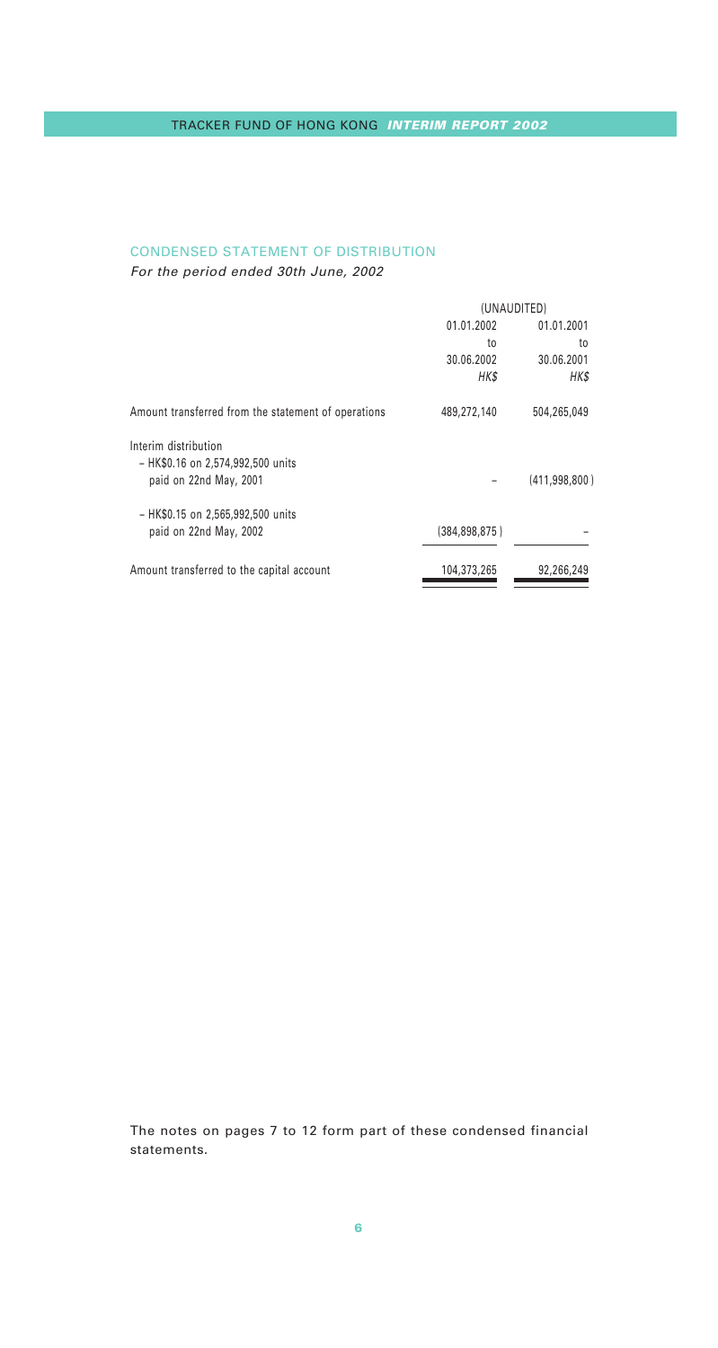## CONDENSED STATEMENT OF DISTRIBUTION

*For the period ended 30th June, 2002*

| | (UNAUDITED) | |
|---|---|---|
| | 01.01.2002 to 30.06.2002 | 01.01.2001 to 30.06.2001 |
| | *HK$* | *HK$* |
| Amount transferred from the statement of operations | 489,272,140 | 504,265,049 |
| Interim distribution | | |
| – HK$0.16 on 2,574,992,500 units paid on 22nd May, 2001 | – | (411,998,800) |
| – HK$0.15 on 2,565,992,500 units paid on 22nd May, 2002 | (384,898,875) | – |
| Amount transferred to the capital account | 104,373,265 | 92,266,249 |

The notes on pages 7 to 12 form part of these condensed financial statements.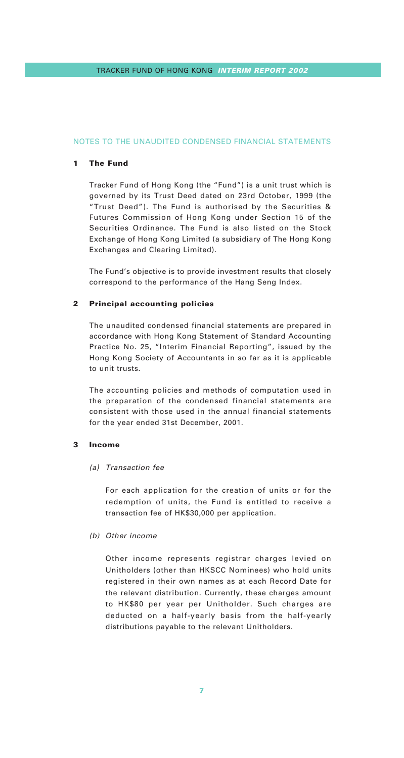## NOTES TO THE UNAUDITED CONDENSED FINANCIAL STATEMENTS

### 1 The Fund

Tracker Fund of Hong Kong (the "Fund") is a unit trust which is governed by its Trust Deed dated on 23rd October, 1999 (the "Trust Deed"). The Fund is authorised by the Securities & Futures Commission of Hong Kong under Section 15 of the Securities Ordinance. The Fund is also listed on the Stock Exchange of Hong Kong Limited (a subsidiary of The Hong Kong Exchanges and Clearing Limited).

The Fund's objective is to provide investment results that closely correspond to the performance of the Hang Seng Index.

### 2 Principal accounting policies

The unaudited condensed financial statements are prepared in accordance with Hong Kong Statement of Standard Accounting Practice No. 25, "Interim Financial Reporting", issued by the Hong Kong Society of Accountants in so far as it is applicable to unit trusts.

The accounting policies and methods of computation used in the preparation of the condensed financial statements are consistent with those used in the annual financial statements for the year ended 31st December, 2001.

### 3 Income

*(a) Transaction fee*

For each application for the creation of units or for the redemption of units, the Fund is entitled to receive a transaction fee of HK$30,000 per application.

*(b) Other income*

Other income represents registrar charges levied on Unitholders (other than HKSCC Nominees) who hold units registered in their own names as at each Record Date for the relevant distribution. Currently, these charges amount to HK$80 per year per Unitholder. Such charges are deducted on a half-yearly basis from the half-yearly distributions payable to the relevant Unitholders.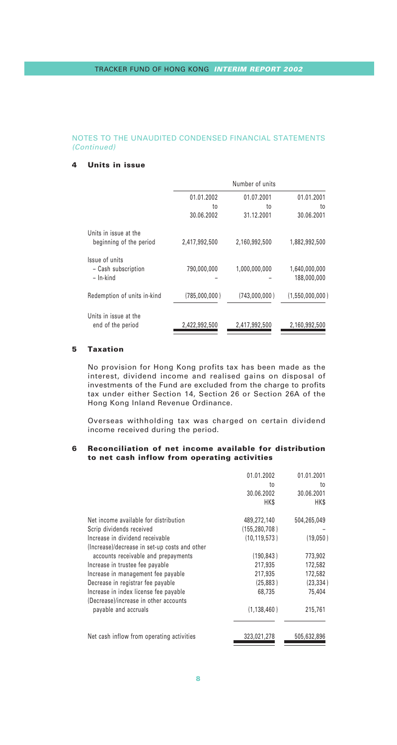## NOTES TO THE UNAUDITED CONDENSED FINANCIAL STATEMENTS *(Continued)*

### 4 Units in issue

| | Number of units | | |
|---|---|---|---|
| | 01.01.2002 to 30.06.2002 | 01.07.2001 to 31.12.2001 | 01.01.2001 to 30.06.2001 |
| Units in issue at the beginning of the period | 2,417,992,500 | 2,160,992,500 | 1,882,992,500 |
| Issue of units | | | |
| – Cash subscription | 790,000,000 | 1,000,000,000 | 1,640,000,000 |
| – In-kind | – | – | 188,000,000 |
| Redemption of units in-kind | (785,000,000) | (743,000,000) | (1,550,000,000) |
| Units in issue at the end of the period | 2,422,992,500 | 2,417,992,500 | 2,160,992,500 |

### 5 Taxation

No provision for Hong Kong profits tax has been made as the interest, dividend income and realised gains on disposal of investments of the Fund are excluded from the charge to profits tax under either Section 14, Section 26 or Section 26A of the Hong Kong Inland Revenue Ordinance.

Overseas withholding tax was charged on certain dividend income received during the period.

### 6 Reconciliation of net income available for distribution to net cash inflow from operating activities

| | 01.01.2002 to 30.06.2002 HK$ | 01.01.2001 to 30.06.2001 HK$ |
|---|---|---|
| Net income available for distribution | 489,272,140 | 504,265,049 |
| Scrip dividends received | (155,280,708) | – |
| Increase in dividend receivable | (10,119,573) | (19,050) |
| (Increase)/decrease in set-up costs and other accounts receivable and prepayments | (190,843) | 773,902 |
| Increase in trustee fee payable | 217,935 | 172,582 |
| Increase in management fee payable | 217,935 | 172,582 |
| Decrease in registrar fee payable | (25,883) | (23,334) |
| Increase in index license fee payable | 68,735 | 75,404 |
| (Decrease)/increase in other accounts payable and accruals | (1,138,460) | 215,761 |
| Net cash inflow from operating activities | 323,021,278 | 505,632,896 |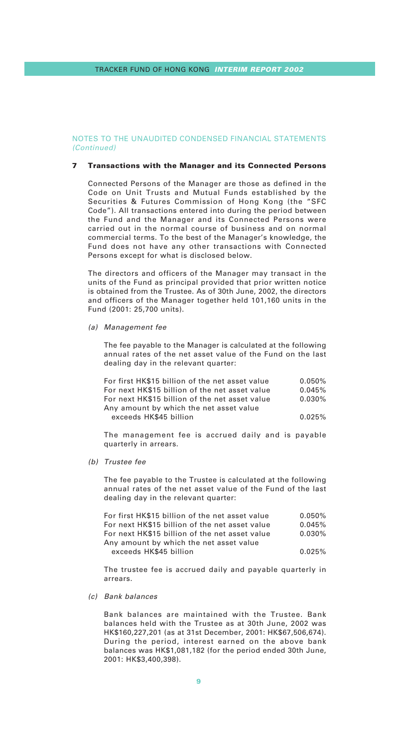NOTES TO THE UNAUDITED CONDENSED FINANCIAL STATEMENTS *(Continued)*

## 7 Transactions with the Manager and its Connected Persons

Connected Persons of the Manager are those as defined in the Code on Unit Trusts and Mutual Funds established by the Securities & Futures Commission of Hong Kong (the "SFC Code"). All transactions entered into during the period between the Fund and the Manager and its Connected Persons were carried out in the normal course of business and on normal commercial terms. To the best of the Manager's knowledge, the Fund does not have any other transactions with Connected Persons except for what is disclosed below.

The directors and officers of the Manager may transact in the units of the Fund as principal provided that prior written notice is obtained from the Trustee. As of 30th June, 2002, the directors and officers of the Manager together held 101,160 units in the Fund (2001: 25,700 units).

*(a) Management fee*

The fee payable to the Manager is calculated at the following annual rates of the net asset value of the Fund on the last dealing day in the relevant quarter:

| | |
|---|---|
| For first HK$15 billion of the net asset value | 0.050% |
| For next HK$15 billion of the net asset value | 0.045% |
| For next HK$15 billion of the net asset value | 0.030% |
| Any amount by which the net asset value exceeds HK$45 billion | 0.025% |

The management fee is accrued daily and is payable quarterly in arrears.

*(b) Trustee fee*

The fee payable to the Trustee is calculated at the following annual rates of the net asset value of the Fund of the last dealing day in the relevant quarter:

| | |
|---|---|
| For first HK$15 billion of the net asset value | 0.050% |
| For next HK$15 billion of the net asset value | 0.045% |
| For next HK$15 billion of the net asset value | 0.030% |
| Any amount by which the net asset value exceeds HK$45 billion | 0.025% |

The trustee fee is accrued daily and payable quarterly in arrears.

*(c) Bank balances*

Bank balances are maintained with the Trustee. Bank balances held with the Trustee as at 30th June, 2002 was HK$160,227,201 (as at 31st December, 2001: HK$67,506,674). During the period, interest earned on the above bank balances was HK$1,081,182 (for the period ended 30th June, 2001: HK$3,400,398).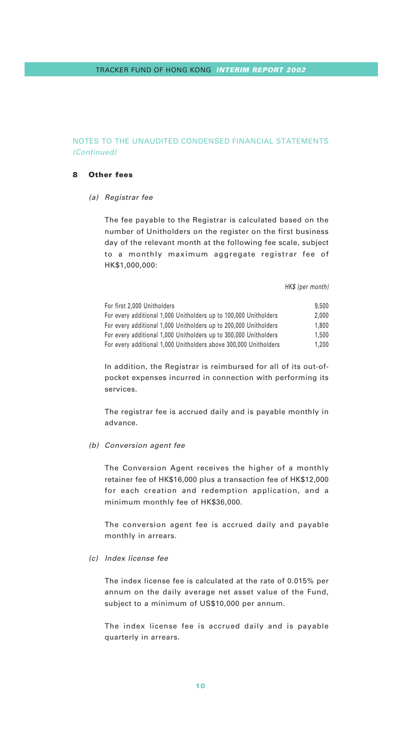## NOTES TO THE UNAUDITED CONDENSED FINANCIAL STATEMENTS *(Continued)*

### 8 Other fees

*(a) Registrar fee*

The fee payable to the Registrar is calculated based on the number of Unitholders on the register on the first business day of the relevant month at the following fee scale, subject to a monthly maximum aggregate registrar fee of HK$1,000,000:

| | *HK$ (per month)* |
|---|---|
| For first 2,000 Unitholders | 9,500 |
| For every additional 1,000 Unitholders up to 100,000 Unitholders | 2,000 |
| For every additional 1,000 Unitholders up to 200,000 Unitholders | 1,800 |
| For every additional 1,000 Unitholders up to 300,000 Unitholders | 1,500 |
| For every additional 1,000 Unitholders above 300,000 Unitholders | 1,200 |

In addition, the Registrar is reimbursed for all of its out-of-pocket expenses incurred in connection with performing its services.

The registrar fee is accrued daily and is payable monthly in advance.

*(b) Conversion agent fee*

The Conversion Agent receives the higher of a monthly retainer fee of HK$16,000 plus a transaction fee of HK$12,000 for each creation and redemption application, and a minimum monthly fee of HK$36,000.

The conversion agent fee is accrued daily and payable monthly in arrears.

*(c) Index license fee*

The index license fee is calculated at the rate of 0.015% per annum on the daily average net asset value of the Fund, subject to a minimum of US$10,000 per annum.

The index license fee is accrued daily and is payable quarterly in arrears.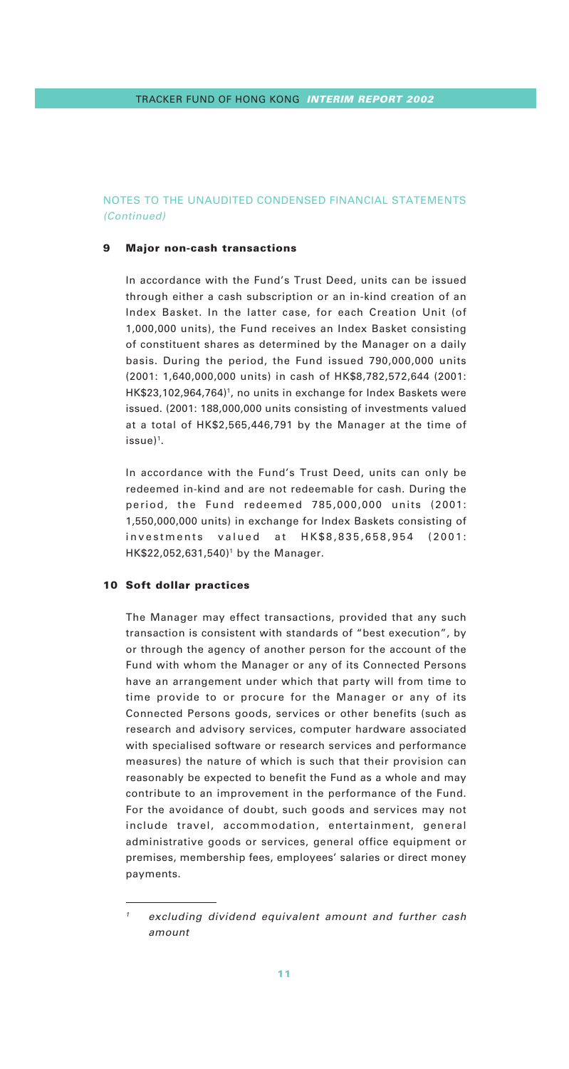## NOTES TO THE UNAUDITED CONDENSED FINANCIAL STATEMENTS *(Continued)*

### 9 Major non-cash transactions

In accordance with the Fund's Trust Deed, units can be issued through either a cash subscription or an in-kind creation of an Index Basket. In the latter case, for each Creation Unit (of 1,000,000 units), the Fund receives an Index Basket consisting of constituent shares as determined by the Manager on a daily basis. During the period, the Fund issued 790,000,000 units (2001: 1,640,000,000 units) in cash of HK$8,782,572,644 (2001: HK$23,102,964,764)[1], no units in exchange for Index Baskets were issued. (2001: 188,000,000 units consisting of investments valued at a total of HK$2,565,446,791 by the Manager at the time of issue)[1].

In accordance with the Fund's Trust Deed, units can only be redeemed in-kind and are not redeemable for cash. During the period, the Fund redeemed 785,000,000 units (2001: 1,550,000,000 units) in exchange for Index Baskets consisting of investments valued at HK$8,835,658,954 (2001: HK$22,052,631,540)[1] by the Manager.

### 10 Soft dollar practices

The Manager may effect transactions, provided that any such transaction is consistent with standards of "best execution", by or through the agency of another person for the account of the Fund with whom the Manager or any of its Connected Persons have an arrangement under which that party will from time to time provide to or procure for the Manager or any of its Connected Persons goods, services or other benefits (such as research and advisory services, computer hardware associated with specialised software or research services and performance measures) the nature of which is such that their provision can reasonably be expected to benefit the Fund as a whole and may contribute to an improvement in the performance of the Fund. For the avoidance of doubt, such goods and services may not include travel, accommodation, entertainment, general administrative goods or services, general office equipment or premises, membership fees, employees' salaries or direct money payments.

---

[1] *excluding dividend equivalent amount and further cash amount*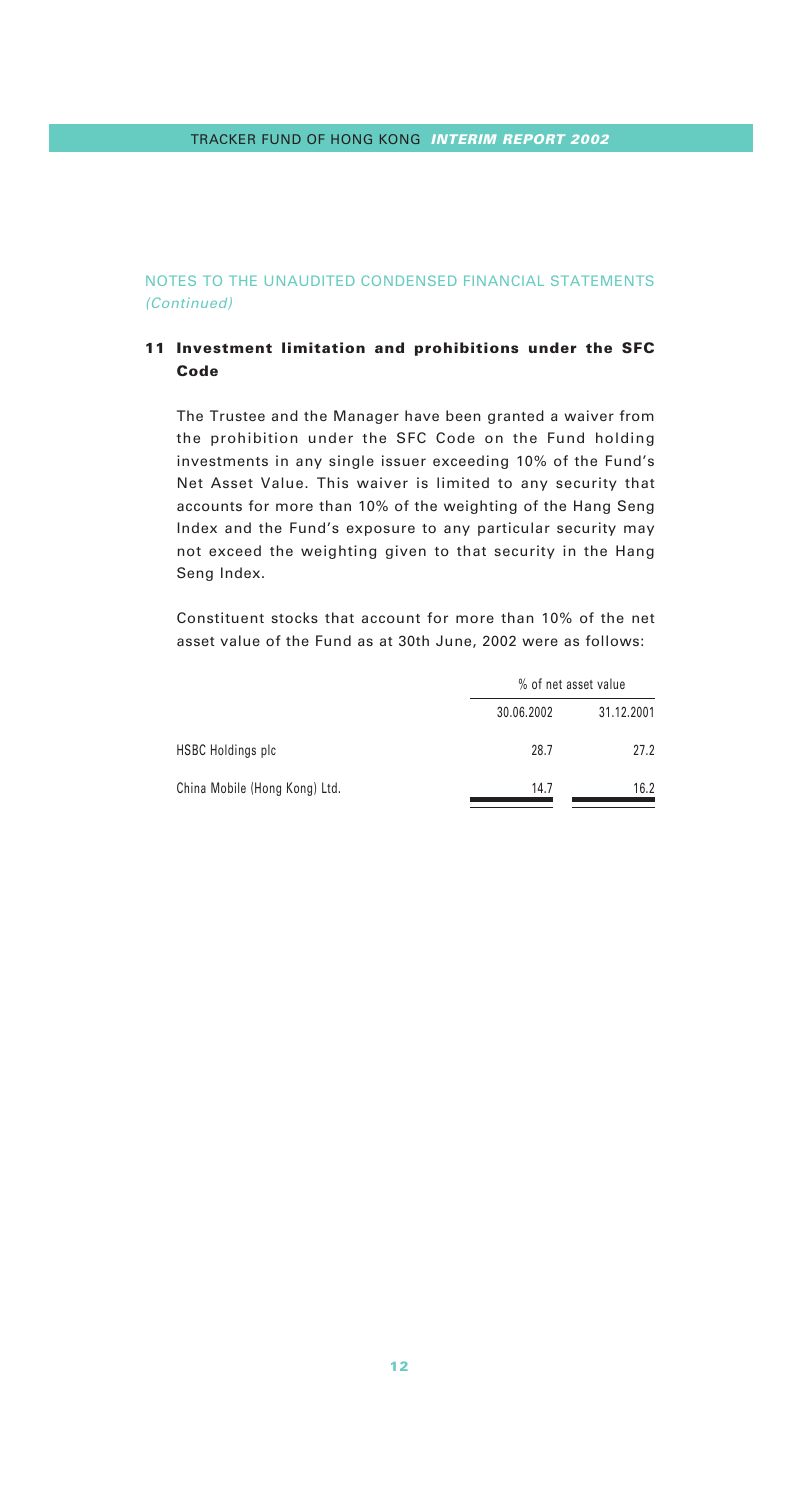NOTES TO THE UNAUDITED CONDENSED FINANCIAL STATEMENTS *(Continued)*

## 11 Investment limitation and prohibitions under the SFC Code

The Trustee and the Manager have been granted a waiver from the prohibition under the SFC Code on the Fund holding investments in any single issuer exceeding 10% of the Fund's Net Asset Value. This waiver is limited to any security that accounts for more than 10% of the weighting of the Hang Seng Index and the Fund's exposure to any particular security may not exceed the weighting given to that security in the Hang Seng Index.

Constituent stocks that account for more than 10% of the net asset value of the Fund as at 30th June, 2002 were as follows:

| | % of net asset value | |
|---|---|---|
| | 30.06.2002 | 31.12.2001 |
| HSBC Holdings plc | 28.7 | 27.2 |
| China Mobile (Hong Kong) Ltd. | 14.7 | 16.2 |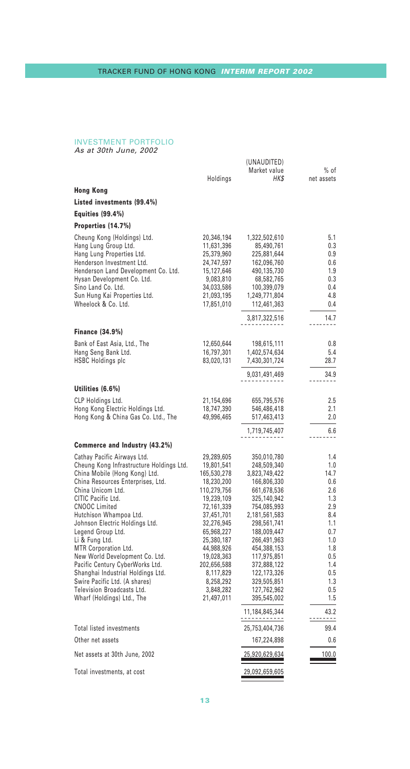## INVESTMENT PORTFOLIO

*As at 30th June, 2002*

| | Holdings | (UNAUDITED) Market value HK$ | % of net assets |
|---|---|---|---|
| **Hong Kong** | | | |
| **Listed investments (99.4%)** | | | |
| **Equities (99.4%)** | | | |
| **Properties (14.7%)** | | | |
| Cheung Kong (Holdings) Ltd. | 20,346,194 | 1,322,502,610 | 5.1 |
| Hang Lung Group Ltd. | 11,631,396 | 85,490,761 | 0.3 |
| Hang Lung Properties Ltd. | 25,379,960 | 225,881,644 | 0.9 |
| Henderson Investment Ltd. | 24,747,597 | 162,096,760 | 0.6 |
| Henderson Land Development Co. Ltd. | 15,127,646 | 490,135,730 | 1.9 |
| Hysan Development Co. Ltd. | 9,083,810 | 68,582,765 | 0.3 |
| Sino Land Co. Ltd. | 34,033,586 | 100,399,079 | 0.4 |
| Sun Hung Kai Properties Ltd. | 21,093,195 | 1,249,771,804 | 4.8 |
| Wheelock & Co. Ltd. | 17,851,010 | 112,461,363 | 0.4 |
| | | 3,817,322,516 | 14.7 |
| **Finance (34.9%)** | | | |
| Bank of East Asia, Ltd., The | 12,650,644 | 198,615,111 | 0.8 |
| Hang Seng Bank Ltd. | 16,797,301 | 1,402,574,634 | 5.4 |
| HSBC Holdings plc | 83,020,131 | 7,430,301,724 | 28.7 |
| | | 9,031,491,469 | 34.9 |
| **Utilities (6.6%)** | | | |
| CLP Holdings Ltd. | 21,154,696 | 655,795,576 | 2.5 |
| Hong Kong Electric Holdings Ltd. | 18,747,390 | 546,486,418 | 2.1 |
| Hong Kong & China Gas Co. Ltd., The | 49,996,465 | 517,463,413 | 2.0 |
| | | 1,719,745,407 | 6.6 |
| **Commerce and Industry (43.2%)** | | | |
| Cathay Pacific Airways Ltd. | 29,289,605 | 350,010,780 | 1.4 |
| Cheung Kong Infrastructure Holdings Ltd. | 19,801,541 | 248,509,340 | 1.0 |
| China Mobile (Hong Kong) Ltd. | 165,530,278 | 3,823,749,422 | 14.7 |
| China Resources Enterprises, Ltd. | 18,230,200 | 166,806,330 | 0.6 |
| China Unicom Ltd. | 110,279,756 | 661,678,536 | 2.6 |
| CITIC Pacific Ltd. | 19,239,109 | 325,140,942 | 1.3 |
| CNOOC Limited | 72,161,339 | 754,085,993 | 2.9 |
| Hutchison Whampoa Ltd. | 37,451,701 | 2,181,561,583 | 8.4 |
| Johnson Electric Holdings Ltd. | 32,276,945 | 298,561,741 | 1.1 |
| Legend Group Ltd. | 65,968,227 | 188,009,447 | 0.7 |
| Li & Fung Ltd. | 25,380,187 | 266,491,963 | 1.0 |
| MTR Corporation Ltd. | 44,988,926 | 454,388,153 | 1.8 |
| New World Development Co. Ltd. | 19,028,363 | 117,975,851 | 0.5 |
| Pacific Century CyberWorks Ltd. | 202,656,588 | 372,888,122 | 1.4 |
| Shanghai Industrial Holdings Ltd. | 8,117,829 | 122,173,326 | 0.5 |
| Swire Pacific Ltd. (A shares) | 8,258,292 | 329,505,851 | 1.3 |
| Television Broadcasts Ltd. | 3,848,282 | 127,762,962 | 0.5 |
| Wharf (Holdings) Ltd., The | 21,497,011 | 395,545,002 | 1.5 |
| | | 11,184,845,344 | 43.2 |
| Total listed investments | | 25,753,404,736 | 99.4 |
| Other net assets | | 167,224,898 | 0.6 |
| Net assets at 30th June, 2002 | | 25,920,629,634 | 100.0 |
| Total investments, at cost | | 29,092,659,605 | |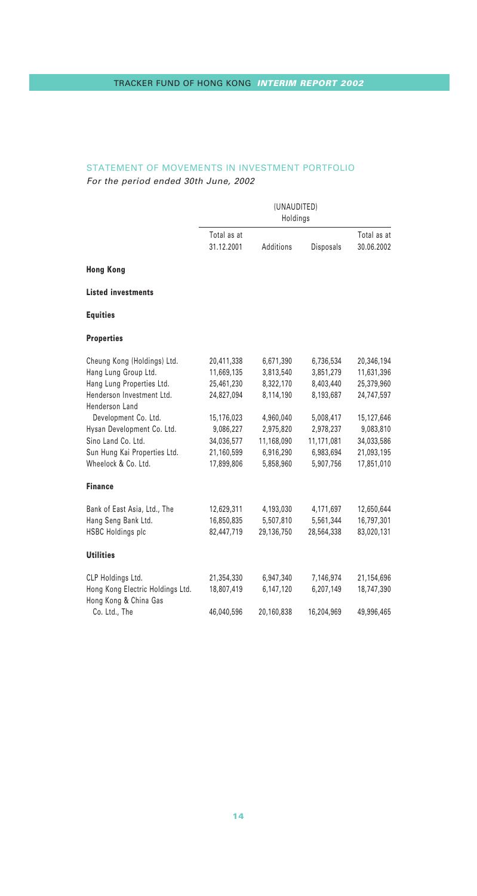## STATEMENT OF MOVEMENTS IN INVESTMENT PORTFOLIO

*For the period ended 30th June, 2002*

| | (UNAUDITED) Holdings | | | |
|---|---|---|---|---|
| | Total as at 31.12.2001 | Additions | Disposals | Total as at 30.06.2002 |
| **Hong Kong** | | | | |
| **Listed investments** | | | | |
| **Equities** | | | | |
| **Properties** | | | | |
| Cheung Kong (Holdings) Ltd. | 20,411,338 | 6,671,390 | 6,736,534 | 20,346,194 |
| Hang Lung Group Ltd. | 11,669,135 | 3,813,540 | 3,851,279 | 11,631,396 |
| Hang Lung Properties Ltd. | 25,461,230 | 8,322,170 | 8,403,440 | 25,379,960 |
| Henderson Investment Ltd. | 24,827,094 | 8,114,190 | 8,193,687 | 24,747,597 |
| Henderson Land Development Co. Ltd. | 15,176,023 | 4,960,040 | 5,008,417 | 15,127,646 |
| Hysan Development Co. Ltd. | 9,086,227 | 2,975,820 | 2,978,237 | 9,083,810 |
| Sino Land Co. Ltd. | 34,036,577 | 11,168,090 | 11,171,081 | 34,033,586 |
| Sun Hung Kai Properties Ltd. | 21,160,599 | 6,916,290 | 6,983,694 | 21,093,195 |
| Wheelock & Co. Ltd. | 17,899,806 | 5,858,960 | 5,907,756 | 17,851,010 |
| **Finance** | | | | |
| Bank of East Asia, Ltd., The | 12,629,311 | 4,193,030 | 4,171,697 | 12,650,644 |
| Hang Seng Bank Ltd. | 16,850,835 | 5,507,810 | 5,561,344 | 16,797,301 |
| HSBC Holdings plc | 82,447,719 | 29,136,750 | 28,564,338 | 83,020,131 |
| **Utilities** | | | | |
| CLP Holdings Ltd. | 21,354,330 | 6,947,340 | 7,146,974 | 21,154,696 |
| Hong Kong Electric Holdings Ltd. | 18,807,419 | 6,147,120 | 6,207,149 | 18,747,390 |
| Hong Kong & China Gas Co. Ltd., The | 46,040,596 | 20,160,838 | 16,204,969 | 49,996,465 |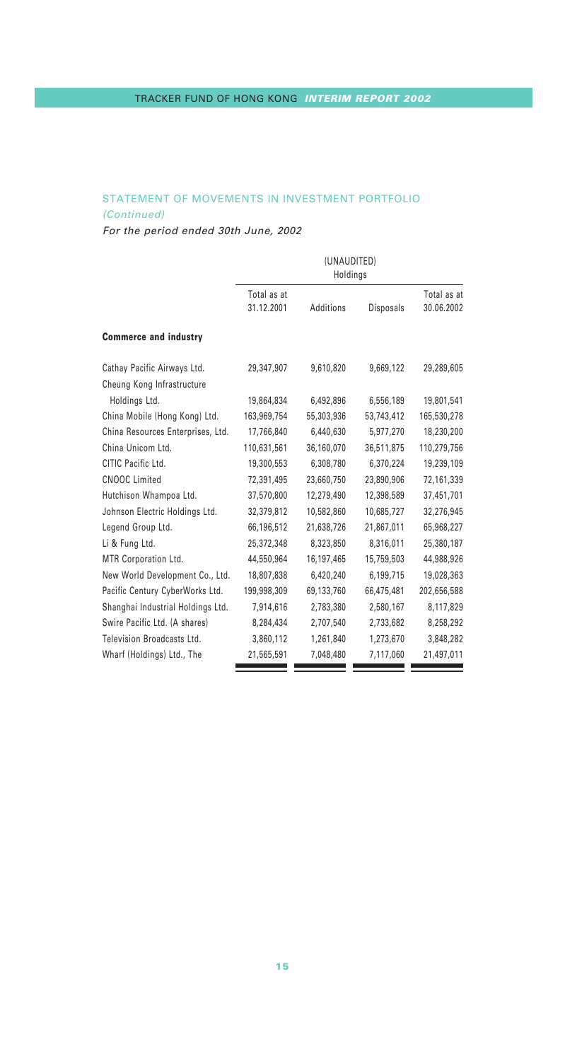## STATEMENT OF MOVEMENTS IN INVESTMENT PORTFOLIO

*(Continued)*

*For the period ended 30th June, 2002*

| | (UNAUDITED) Holdings | | | |
|---|---|---|---|---|
| | Total as at 31.12.2001 | Additions | Disposals | Total as at 30.06.2002 |
| **Commerce and industry** | | | | |
| Cathay Pacific Airways Ltd. | 29,347,907 | 9,610,820 | 9,669,122 | 29,289,605 |
| Cheung Kong Infrastructure Holdings Ltd. | 19,864,834 | 6,492,896 | 6,556,189 | 19,801,541 |
| China Mobile (Hong Kong) Ltd. | 163,969,754 | 55,303,936 | 53,743,412 | 165,530,278 |
| China Resources Enterprises, Ltd. | 17,766,840 | 6,440,630 | 5,977,270 | 18,230,200 |
| China Unicom Ltd. | 110,631,561 | 36,160,070 | 36,511,875 | 110,279,756 |
| CITIC Pacific Ltd. | 19,300,553 | 6,308,780 | 6,370,224 | 19,239,109 |
| CNOOC Limited | 72,391,495 | 23,660,750 | 23,890,906 | 72,161,339 |
| Hutchison Whampoa Ltd. | 37,570,800 | 12,279,490 | 12,398,589 | 37,451,701 |
| Johnson Electric Holdings Ltd. | 32,379,812 | 10,582,860 | 10,685,727 | 32,276,945 |
| Legend Group Ltd. | 66,196,512 | 21,638,726 | 21,867,011 | 65,968,227 |
| Li & Fung Ltd. | 25,372,348 | 8,323,850 | 8,316,011 | 25,380,187 |
| MTR Corporation Ltd. | 44,550,964 | 16,197,465 | 15,759,503 | 44,988,926 |
| New World Development Co., Ltd. | 18,807,838 | 6,420,240 | 6,199,715 | 19,028,363 |
| Pacific Century CyberWorks Ltd. | 199,998,309 | 69,133,760 | 66,475,481 | 202,656,588 |
| Shanghai Industrial Holdings Ltd. | 7,914,616 | 2,783,380 | 2,580,167 | 8,117,829 |
| Swire Pacific Ltd. (A shares) | 8,284,434 | 2,707,540 | 2,733,682 | 8,258,292 |
| Television Broadcasts Ltd. | 3,860,112 | 1,261,840 | 1,273,670 | 3,848,282 |
| Wharf (Holdings) Ltd., The | 21,565,591 | 7,048,480 | 7,117,060 | 21,497,011 |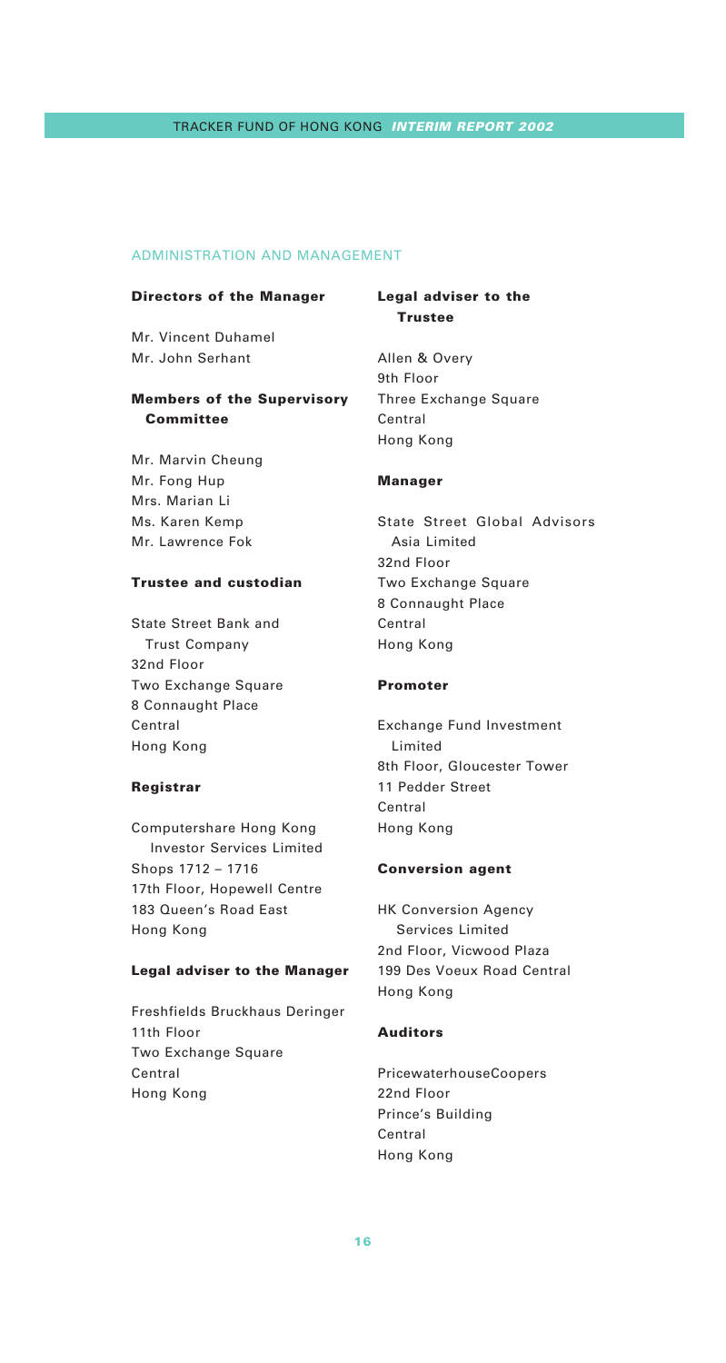## ADMINISTRATION AND MANAGEMENT

**Directors of the Manager**

Mr. Vincent Duhamel
Mr. John Serhant

**Members of the Supervisory Committee**

Mr. Marvin Cheung
Mr. Fong Hup
Mrs. Marian Li
Ms. Karen Kemp
Mr. Lawrence Fok

**Trustee and custodian**

State Street Bank and Trust Company
32nd Floor
Two Exchange Square
8 Connaught Place
Central
Hong Kong

**Registrar**

Computershare Hong Kong Investor Services Limited
Shops 1712 – 1716
17th Floor, Hopewell Centre
183 Queen's Road East
Hong Kong

**Legal adviser to the Manager**

Freshfields Bruckhaus Deringer
11th Floor
Two Exchange Square
Central
Hong Kong

**Legal adviser to the Trustee**

Allen & Overy
9th Floor
Three Exchange Square
Central
Hong Kong

**Manager**

State Street Global Advisors Asia Limited
32nd Floor
Two Exchange Square
8 Connaught Place
Central
Hong Kong

**Promoter**

Exchange Fund Investment Limited
8th Floor, Gloucester Tower
11 Pedder Street
Central
Hong Kong

**Conversion agent**

HK Conversion Agency Services Limited
2nd Floor, Vicwood Plaza
199 Des Voeux Road Central
Hong Kong

**Auditors**

PricewaterhouseCoopers
22nd Floor
Prince's Building
Central
Hong Kong